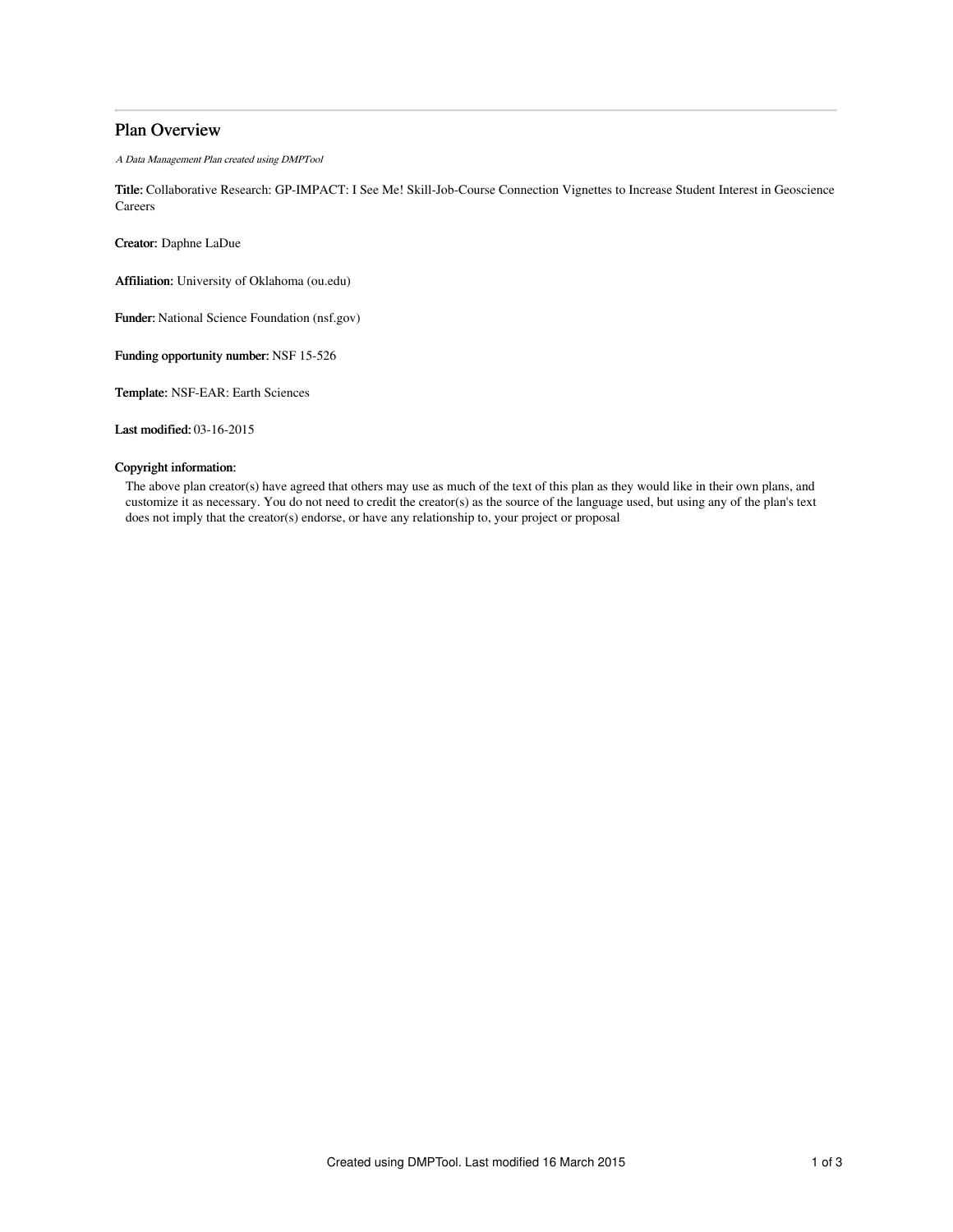# Plan Overview

*A Data Management Plan created using DMPTool*

**Title:** Collaborative Research: GP-IMPACT: I See Me! Skill-Job-Course Connection Vignettes to Increase Student Interest in Geoscience Careers

**Creator:** Daphne LaDue

**Affiliation:** University of Oklahoma (ou.edu)

**Funder:** National Science Foundation (nsf.gov)

**Funding opportunity number:** NSF 15-526

**Template:** NSF-EAR: Earth Sciences

**Last modified:** 03-16-2015

**Copyright information:**

The above plan creator(s) have agreed that others may use as much of the text of this plan as they would like in their own plans, and customize it as necessary. You do not need to credit the creator(s) as the source of the language used, but using any of the plan's text does not imply that the creator(s) endorse, or have any relationship to, your project or proposal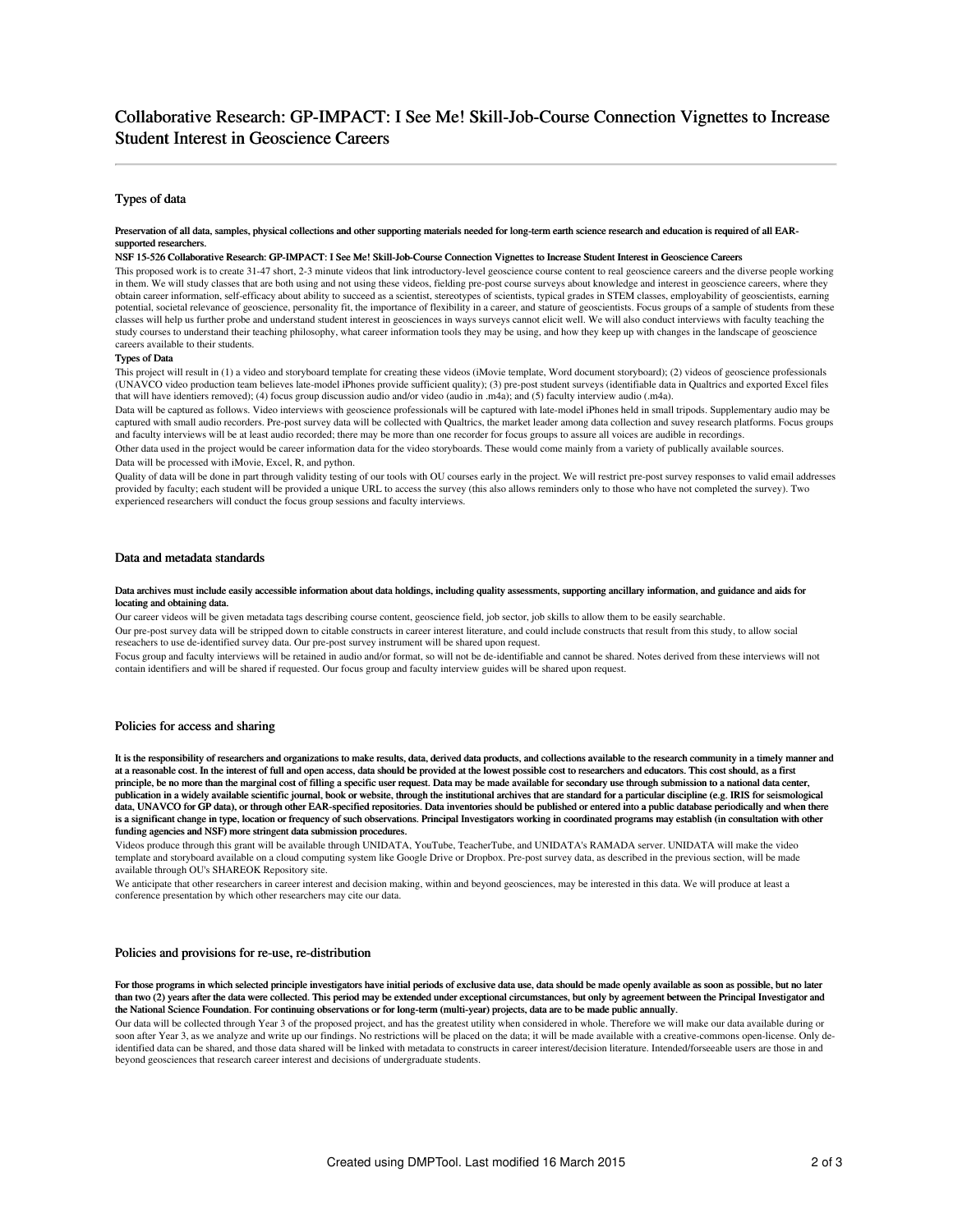# Collaborative Research: GP-IMPACT: I See Me! Skill-Job-Course Connection Vignettes to Increase Student Interest in Geoscience Careers

## Types of data

**Preservation of all data, samples, physical collections and other supporting materials needed for long-term earth science research and education is required of all EAR-supported researchers.**

**NSF 15-526 Collaborative Research: GP-IMPACT: I See Me! Skill-Job-Course Connection Vignettes to Increase Student Interest in Geoscience Careers**

This proposed work is to create 31-47 short, 2-3 minute videos that link introductory-level geoscience course content to real geoscience careers and the diverse people working in them. We will study classes that are both using and not using these videos, fielding pre-post course surveys about knowledge and interest in geoscience careers, where they obtain career information, self-efficacy about ability to succeed as a scientist, stereotypes of scientists, typical grades in STEM classes, employability of geoscientists, earning potential, societal relevance of geoscience, personality fit, the importance of flexibility in a career, and stature of geoscientists. Focus groups of a sample of students from these classes will help us further probe and understand student interest in geosciences in ways surveys cannot elicit well. We will also conduct interviews with faculty teaching the study courses to understand their teaching philosophy, what career information tools they may be using, and how they keep up with changes in the landscape of geoscience careers available to their students.

**Types of Data**

This project will result in (1) a video and storyboard template for creating these videos (iMovie template, Word document storyboard); (2) videos of geoscience professionals (UNAVCO video production team believes late-model iPhones provide sufficient quality); (3) pre-post student surveys (identifiable data in Qualtrics and exported Excel files that will have identiers removed); (4) focus group discussion audio and/or video (audio in .m4a); and (5) faculty interview audio (.m4a).

Data will be captured as follows. Video interviews with geoscience professionals will be captured with late-model iPhones held in small tripods. Supplementary audio may be captured with small audio recorders. Pre-post survey data will be collected with Qualtrics, the market leader among data collection and suvey research platforms. Focus groups and faculty interviews will be at least audio recorded; there may be more than one recorder for focus groups to assure all voices are audible in recordings.

Other data used in the project would be career information data for the video storyboards. These would come mainly from a variety of publically available sources.

Data will be processed with iMovie, Excel, R, and python.

Quality of data will be done in part through validity testing of our tools with OU courses early in the project. We will restrict pre-post survey responses to valid email addresses provided by faculty; each student will be provided a unique URL to access the survey (this also allows reminders only to those who have not completed the survey). Two experienced researchers will conduct the focus group sessions and faculty interviews.

## Data and metadata standards

**Data archives must include easily accessible information about data holdings, including quality assessments, supporting ancillary information, and guidance and aids for locating and obtaining data.**

Our career videos will be given metadata tags describing course content, geoscience field, job sector, job skills to allow them to be easily searchable.

Our pre-post survey data will be stripped down to citable constructs in career interest literature, and could include constructs that result from this study, to allow social reseachers to use de-identified survey data. Our pre-post survey instrument will be shared upon request.

Focus group and faculty interviews will be retained in audio and/or format, so will not be de-identifiable and cannot be shared. Notes derived from these interviews will not contain identifiers and will be shared if requested. Our focus group and faculty interview guides will be shared upon request.

## Policies for access and sharing

**It is the responsibility of researchers and organizations to make results, data, derived data products, and collections available to the research community in a timely manner and at a reasonable cost. In the interest of full and open access, data should be provided at the lowest possible cost to researchers and educators. This cost should, as a first principle, be no more than the marginal cost of filling a specific user request. Data may be made available for secondary use through submission to a national data center, publication in a widely available scientific journal, book or website, through the institutional archives that are standard for a particular discipline (e.g. IRIS for seismological data, UNAVCO for GP data), or through other EAR-specified repositories. Data inventories should be published or entered into a public database periodically and when there is a significant change in type, location or frequency of such observations. Principal Investigators working in coordinated programs may establish (in consultation with other funding agencies and NSF) more stringent data submission procedures.**

Videos produce through this grant will be available through UNIDATA, YouTube, TeacherTube, and UNIDATA's RAMADA server. UNIDATA will make the video template and storyboard available on a cloud computing system like Google Drive or Dropbox. Pre-post survey data, as described in the previous section, will be made available through OU's SHAREOK Repository site.

We anticipate that other researchers in career interest and decision making, within and beyond geosciences, may be interested in this data. We will produce at least a conference presentation by which other researchers may cite our data.

## Policies and provisions for re-use, re-distribution

**For those programs in which selected principle investigators have initial periods of exclusive data use, data should be made openly available as soon as possible, but no later than two (2) years after the data were collected. This period may be extended under exceptional circumstances, but only by agreement between the Principal Investigator and the National Science Foundation. For continuing observations or for long-term (multi-year) projects, data are to be made public annually.**

Our data will be collected through Year 3 of the proposed project, and has the greatest utility when considered in whole. Therefore we will make our data available during or soon after Year 3, as we analyze and write up our findings. No restrictions will be placed on the data; it will be made available with a creative-commons open-license. Only de-identified data can be shared, and those data shared will be linked with metadata to constructs in career interest/decision literature. Intended/forseeable users are those in and beyond geosciences that research career interest and decisions of undergraduate students.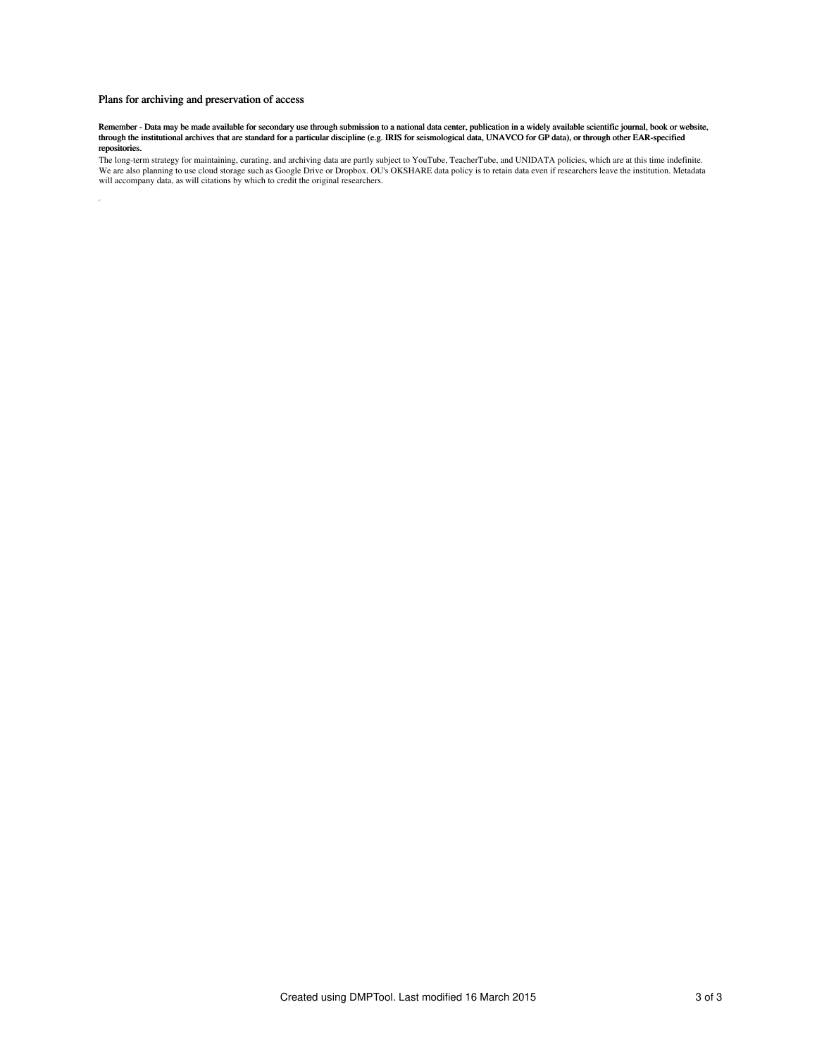### Plans for archiving and preservation of access

**Remember - Data may be made available for secondary use through submission to a national data center, publication in a widely available scientific journal, book or website, through the institutional archives that are standard for a particular discipline (e.g. IRIS for seismological data, UNAVCO for GP data), or through other EAR-specified repositories.**

The long-term strategy for maintaining, curating, and archiving data are partly subject to YouTube, TeacherTube, and UNIDATA policies, which are at this time indefinite. We are also planning to use cloud storage such as Google Drive or Dropbox. OU's OKSHARE data policy is to retain data even if researchers leave the institution. Metadata will accompany data, as will citations by which to credit the original researchers.